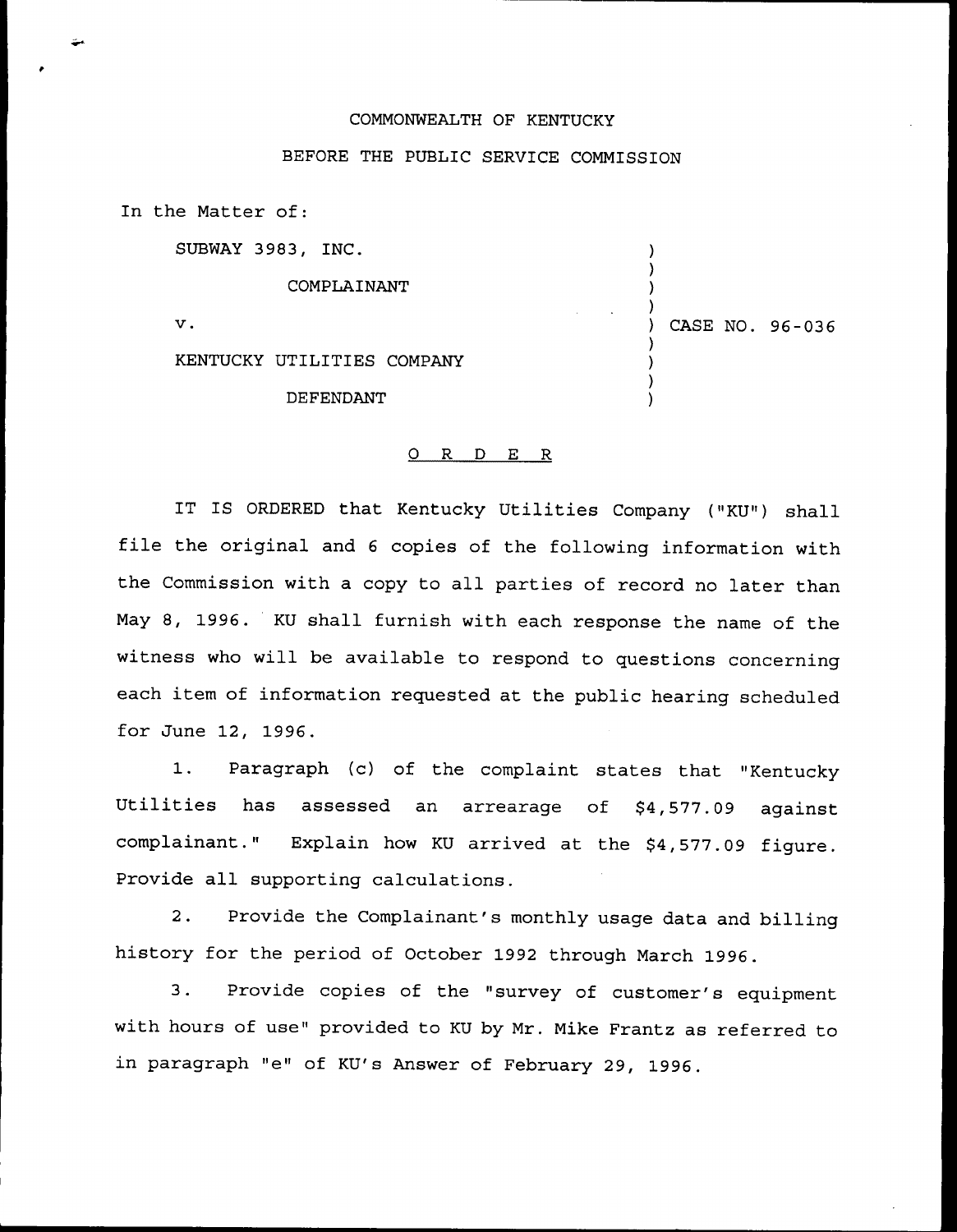COMMONWEALTH OF KENTUCKY

BEFORE THE PUBLIC SERVICE COMMISSION

In the Matter of:

SUBWAY 3983, INC.

COMPLAINANT

v.

KENTUCKY UTILITIES COMPANY

DEFENDANT

) CASE NO. 96-036

O R D E R

IT IS ORDERED that Kentucky Utilities Company ("KU") shall file the original and 6 copies of the following information with the Commission with a copy to all parties of record no later than May 8, 1996. KU shall furnish with each response the name of the witness who will be available to respond to questions concerning each item of information requested at the public hearing scheduled for June 12, 1996.

1. Paragraph (c) of the complaint states that "Kentucky Utilities has assessed an arrearage of $4,577.09 against complainant." Explain how KU arrived at the $4,577.09 figure. Provide all supporting calculations.

2. Provide the Complainant's monthly usage data and billing history for the period of October 1992 through March 1996.

3. Provide copies of the "survey of customer's equipment with hours of use" provided to KU by Mr. Mike Frantz as referred to in paragraph "e" of KU's Answer of February 29, 1996.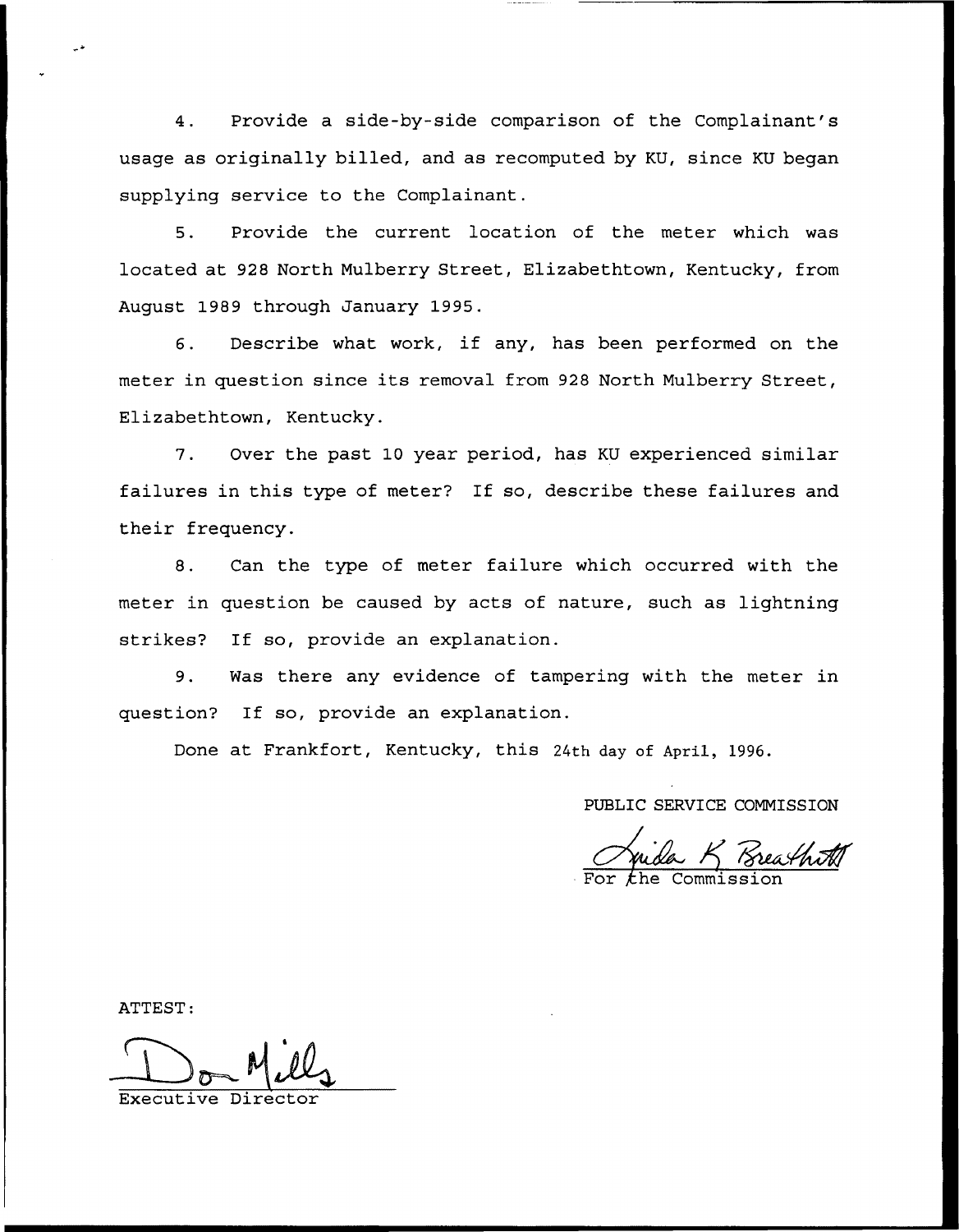4. Provide a side-by-side comparison of the Complainant's usage as originally billed, and as recomputed by KU, since KU began supplying service to the Complainant.

5. Provide the current location of the meter which was located at 928 North Mulberry Street, Elizabethtown, Kentucky, from August 1989 through January 1995.

6. Describe what work, if any, has been performed on the meter in question since its removal from 928 North Mulberry Street, Elizabethtown, Kentucky.

7. Over the past 10 year period, has KU experienced similar failures in this type of meter? If so, describe these failures and their frequency.

8. Can the type of meter failure which occurred with the meter in question be caused by acts of nature, such as lightning strikes? If so, provide an explanation.

9. Was there any evidence of tampering with the meter in question? If so, provide an explanation.

Done at Frankfort, Kentucky, this 24th day of April, 1996.

PUBLIC SERVICE COMMISSION

For the Commission

ATTEST:

Executive Director